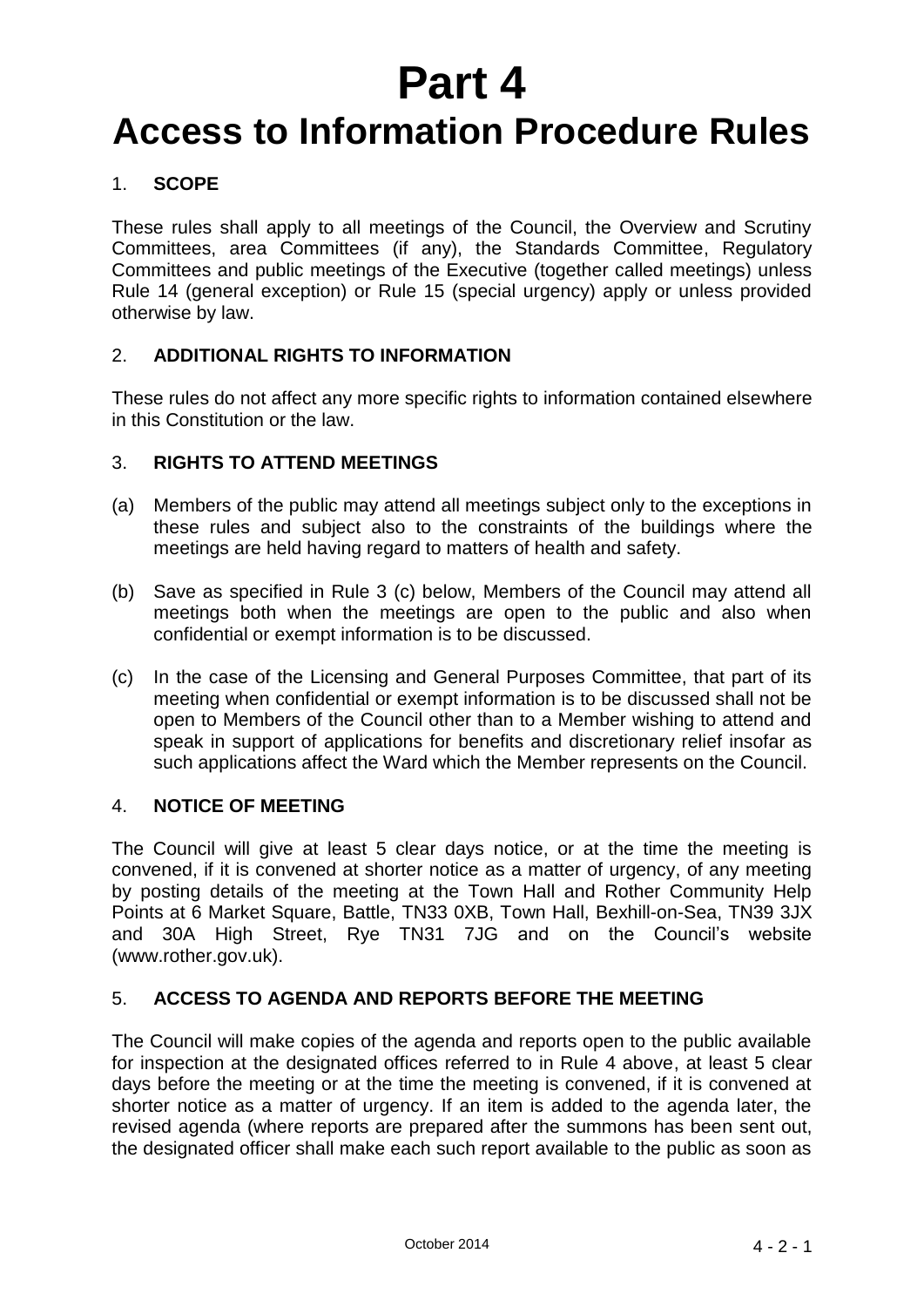# Part 4

# Access to Information Procedure Rules

## 1. SCOPE

These rules shall apply to all meetings of the Council, the Overview and Scrutiny Committees, area Committees (if any), the Standards Committee, Regulatory Committees and public meetings of the Executive (together called meetings) unless Rule 14 (general exception) or Rule 15 (special urgency) apply or unless provided otherwise by law.

## 2. ADDITIONAL RIGHTS TO INFORMATION

These rules do not affect any more specific rights to information contained elsewhere in this Constitution or the law.

## 3. RIGHTS TO ATTEND MEETINGS

(a) Members of the public may attend all meetings subject only to the exceptions in these rules and subject also to the constraints of the buildings where the meetings are held having regard to matters of health and safety.

(b) Save as specified in Rule 3 (c) below, Members of the Council may attend all meetings both when the meetings are open to the public and also when confidential or exempt information is to be discussed.

(c) In the case of the Licensing and General Purposes Committee, that part of its meeting when confidential or exempt information is to be discussed shall not be open to Members of the Council other than to a Member wishing to attend and speak in support of applications for benefits and discretionary relief insofar as such applications affect the Ward which the Member represents on the Council.

## 4. NOTICE OF MEETING

The Council will give at least 5 clear days notice, or at the time the meeting is convened, if it is convened at shorter notice as a matter of urgency, of any meeting by posting details of the meeting at the Town Hall and Rother Community Help Points at 6 Market Square, Battle, TN33 0XB, Town Hall, Bexhill-on-Sea, TN39 3JX and 30A High Street, Rye TN31 7JG and on the Council's website (www.rother.gov.uk).

## 5. ACCESS TO AGENDA AND REPORTS BEFORE THE MEETING

The Council will make copies of the agenda and reports open to the public available for inspection at the designated offices referred to in Rule 4 above, at least 5 clear days before the meeting or at the time the meeting is convened, if it is convened at shorter notice as a matter of urgency. If an item is added to the agenda later, the revised agenda (where reports are prepared after the summons has been sent out, the designated officer shall make each such report available to the public as soon as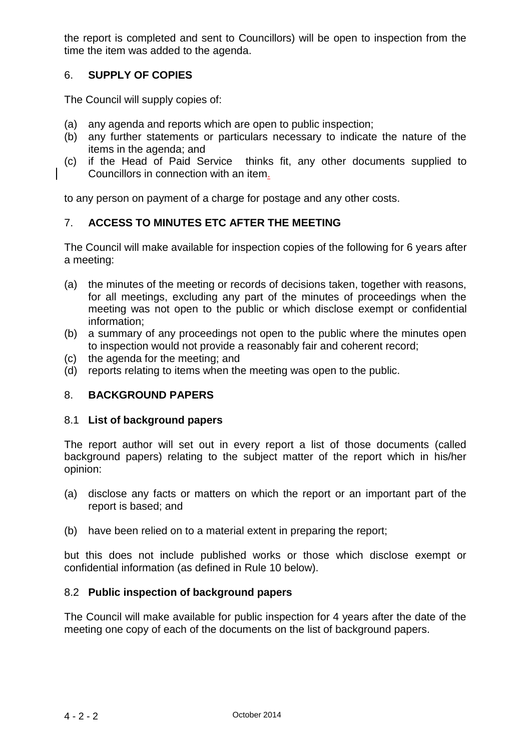the report is completed and sent to Councillors) will be open to inspection from the time the item was added to the agenda.

## 6. SUPPLY OF COPIES

The Council will supply copies of:

(a) any agenda and reports which are open to public inspection;
(b) any further statements or particulars necessary to indicate the nature of the items in the agenda; and
(c) if the Head of Paid Service thinks fit, any other documents supplied to Councillors in connection with an item.

to any person on payment of a charge for postage and any other costs.

## 7. ACCESS TO MINUTES ETC AFTER THE MEETING

The Council will make available for inspection copies of the following for 6 years after a meeting:

(a) the minutes of the meeting or records of decisions taken, together with reasons, for all meetings, excluding any part of the minutes of proceedings when the meeting was not open to the public or which disclose exempt or confidential information;
(b) a summary of any proceedings not open to the public where the minutes open to inspection would not provide a reasonably fair and coherent record;
(c) the agenda for the meeting; and
(d) reports relating to items when the meeting was open to the public.

## 8. BACKGROUND PAPERS

### 8.1 List of background papers

The report author will set out in every report a list of those documents (called background papers) relating to the subject matter of the report which in his/her opinion:

(a) disclose any facts or matters on which the report or an important part of the report is based; and

(b) have been relied on to a material extent in preparing the report;

but this does not include published works or those which disclose exempt or confidential information (as defined in Rule 10 below).

### 8.2 Public inspection of background papers

The Council will make available for public inspection for 4 years after the date of the meeting one copy of each of the documents on the list of background papers.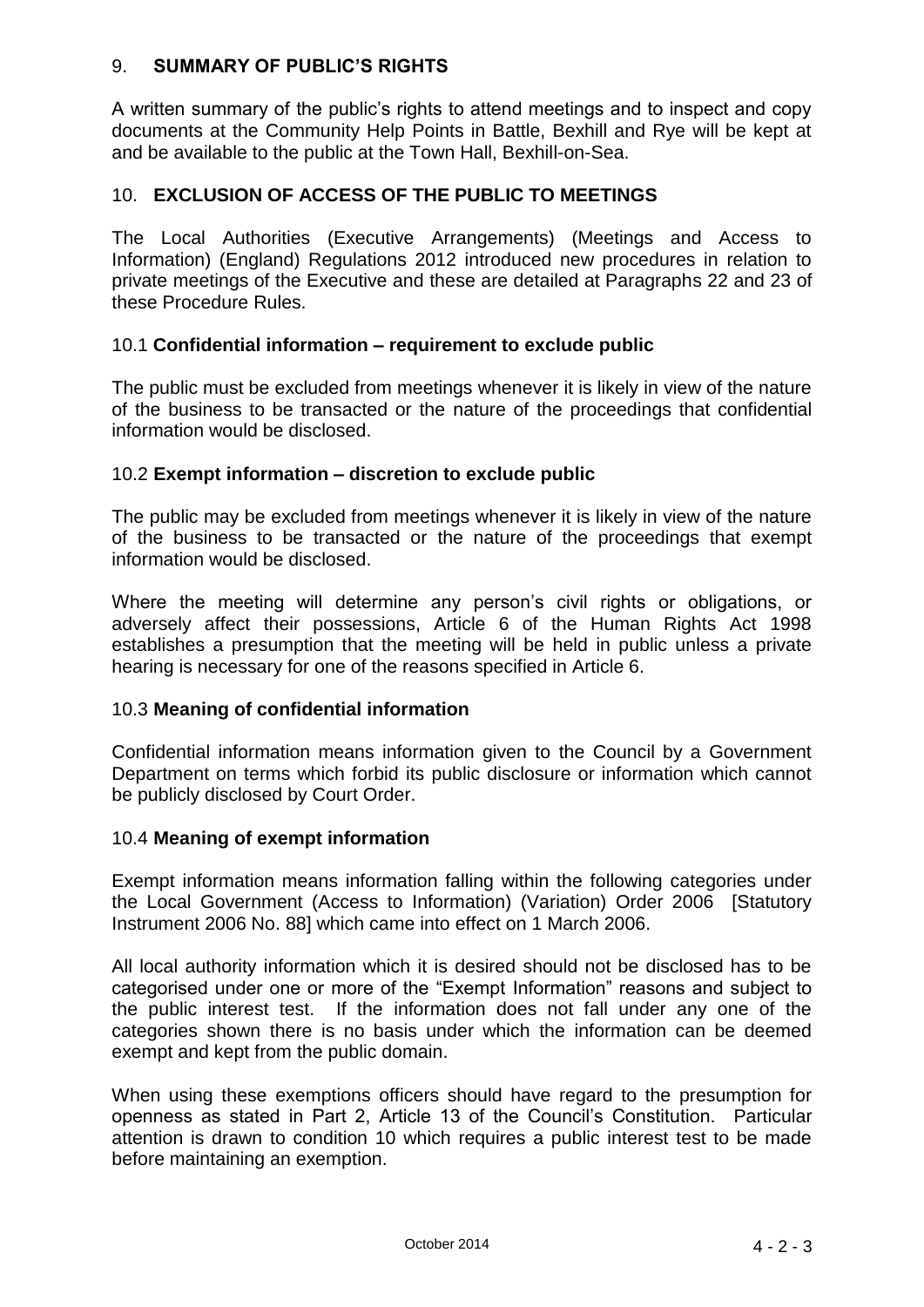## 9. **SUMMARY OF PUBLIC'S RIGHTS**

A written summary of the public's rights to attend meetings and to inspect and copy documents at the Community Help Points in Battle, Bexhill and Rye will be kept at and be available to the public at the Town Hall, Bexhill-on-Sea.

## 10. **EXCLUSION OF ACCESS OF THE PUBLIC TO MEETINGS**

The Local Authorities (Executive Arrangements) (Meetings and Access to Information) (England) Regulations 2012 introduced new procedures in relation to private meetings of the Executive and these are detailed at Paragraphs 22 and 23 of these Procedure Rules.

### 10.1 **Confidential information – requirement to exclude public**

The public must be excluded from meetings whenever it is likely in view of the nature of the business to be transacted or the nature of the proceedings that confidential information would be disclosed.

### 10.2 **Exempt information – discretion to exclude public**

The public may be excluded from meetings whenever it is likely in view of the nature of the business to be transacted or the nature of the proceedings that exempt information would be disclosed.

Where the meeting will determine any person's civil rights or obligations, or adversely affect their possessions, Article 6 of the Human Rights Act 1998 establishes a presumption that the meeting will be held in public unless a private hearing is necessary for one of the reasons specified in Article 6.

### 10.3 **Meaning of confidential information**

Confidential information means information given to the Council by a Government Department on terms which forbid its public disclosure or information which cannot be publicly disclosed by Court Order.

### 10.4 **Meaning of exempt information**

Exempt information means information falling within the following categories under the Local Government (Access to Information) (Variation) Order 2006 [Statutory Instrument 2006 No. 88] which came into effect on 1 March 2006.

All local authority information which it is desired should not be disclosed has to be categorised under one or more of the "Exempt Information" reasons and subject to the public interest test. If the information does not fall under any one of the categories shown there is no basis under which the information can be deemed exempt and kept from the public domain.

When using these exemptions officers should have regard to the presumption for openness as stated in Part 2, Article 13 of the Council's Constitution. Particular attention is drawn to condition 10 which requires a public interest test to be made before maintaining an exemption.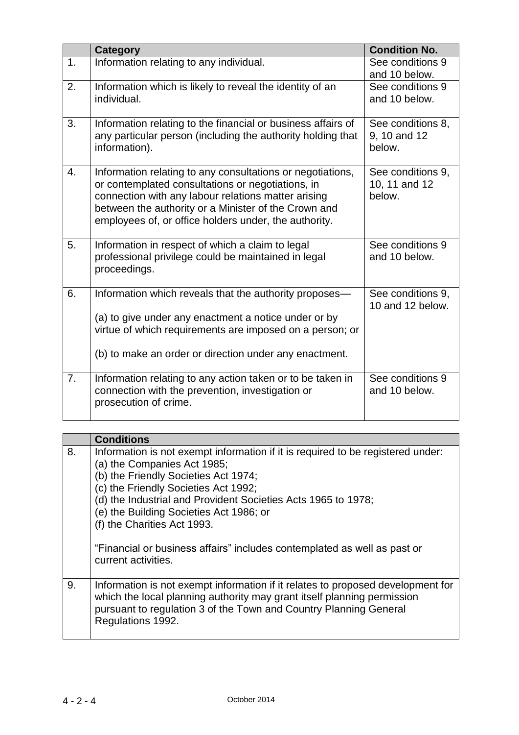| | Category | Condition No. |
|---|---|---|
| 1. | Information relating to any individual. | See conditions 9 and 10 below. |
| 2. | Information which is likely to reveal the identity of an individual. | See conditions 9 and 10 below. |
| 3. | Information relating to the financial or business affairs of any particular person (including the authority holding that information). | See conditions 8, 9, 10 and 12 below. |
| 4. | Information relating to any consultations or negotiations, or contemplated consultations or negotiations, in connection with any labour relations matter arising between the authority or a Minister of the Crown and employees of, or office holders under, the authority. | See conditions 9, 10, 11 and 12 below. |
| 5. | Information in respect of which a claim to legal professional privilege could be maintained in legal proceedings. | See conditions 9 and 10 below. |
| 6. | Information which reveals that the authority proposes—<br><br>(a) to give under any enactment a notice under or by virtue of which requirements are imposed on a person; or<br><br>(b) to make an order or direction under any enactment. | See conditions 9, 10 and 12 below. |
| 7. | Information relating to any action taken or to be taken in connection with the prevention, investigation or prosecution of crime. | See conditions 9 and 10 below. |

| | Conditions |
|---|---|
| 8. | Information is not exempt information if it is required to be registered under:<br>(a) the Companies Act 1985;<br>(b) the Friendly Societies Act 1974;<br>(c) the Friendly Societies Act 1992;<br>(d) the Industrial and Provident Societies Acts 1965 to 1978;<br>(e) the Building Societies Act 1986; or<br>(f) the Charities Act 1993.<br><br>"Financial or business affairs" includes contemplated as well as past or current activities. |
| 9. | Information is not exempt information if it relates to proposed development for which the local planning authority may grant itself planning permission pursuant to regulation 3 of the Town and Country Planning General Regulations 1992. |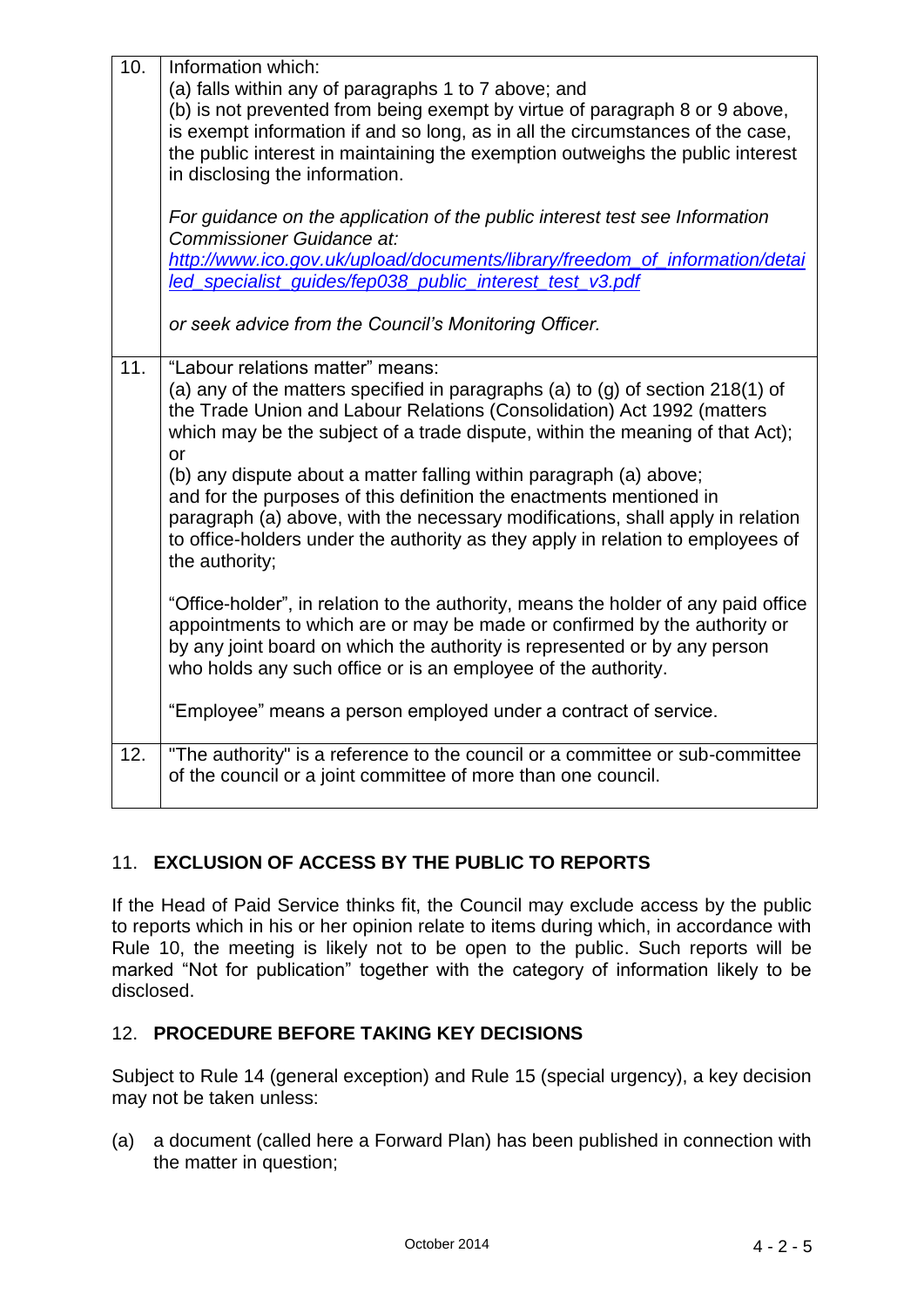| | |
|---|---|
| 10. | Information which:<br>(a) falls within any of paragraphs 1 to 7 above; and<br>(b) is not prevented from being exempt by virtue of paragraph 8 or 9 above,<br>is exempt information if and so long, as in all the circumstances of the case, the public interest in maintaining the exemption outweighs the public interest in disclosing the information.<br><br>*For guidance on the application of the public interest test see Information Commissioner Guidance at:*<br>*[http://www.ico.gov.uk/upload/documents/library/freedom_of_information/detailed_specialist_guides/fep038_public_interest_test_v3.pdf](http://www.ico.gov.uk/upload/documents/library/freedom_of_information/detailed_specialist_guides/fep038_public_interest_test_v3.pdf)*<br><br>*or seek advice from the Council's Monitoring Officer.* |
| 11. | "Labour relations matter" means:<br>(a) any of the matters specified in paragraphs (a) to (g) of section 218(1) of the Trade Union and Labour Relations (Consolidation) Act 1992 (matters which may be the subject of a trade dispute, within the meaning of that Act); or<br>(b) any dispute about a matter falling within paragraph (a) above;<br>and for the purposes of this definition the enactments mentioned in paragraph (a) above, with the necessary modifications, shall apply in relation to office-holders under the authority as they apply in relation to employees of the authority;<br><br>"Office-holder", in relation to the authority, means the holder of any paid office appointments to which are or may be made or confirmed by the authority or by any joint board on which the authority is represented or by any person who holds any such office or is an employee of the authority.<br><br>"Employee" means a person employed under a contract of service. |
| 12. | "The authority" is a reference to the council or a committee or sub-committee of the council or a joint committee of more than one council. |

## 11. EXCLUSION OF ACCESS BY THE PUBLIC TO REPORTS

If the Head of Paid Service thinks fit, the Council may exclude access by the public to reports which in his or her opinion relate to items during which, in accordance with Rule 10, the meeting is likely not to be open to the public. Such reports will be marked "Not for publication" together with the category of information likely to be disclosed.

## 12. PROCEDURE BEFORE TAKING KEY DECISIONS

Subject to Rule 14 (general exception) and Rule 15 (special urgency), a key decision may not be taken unless:

(a) a document (called here a Forward Plan) has been published in connection with the matter in question;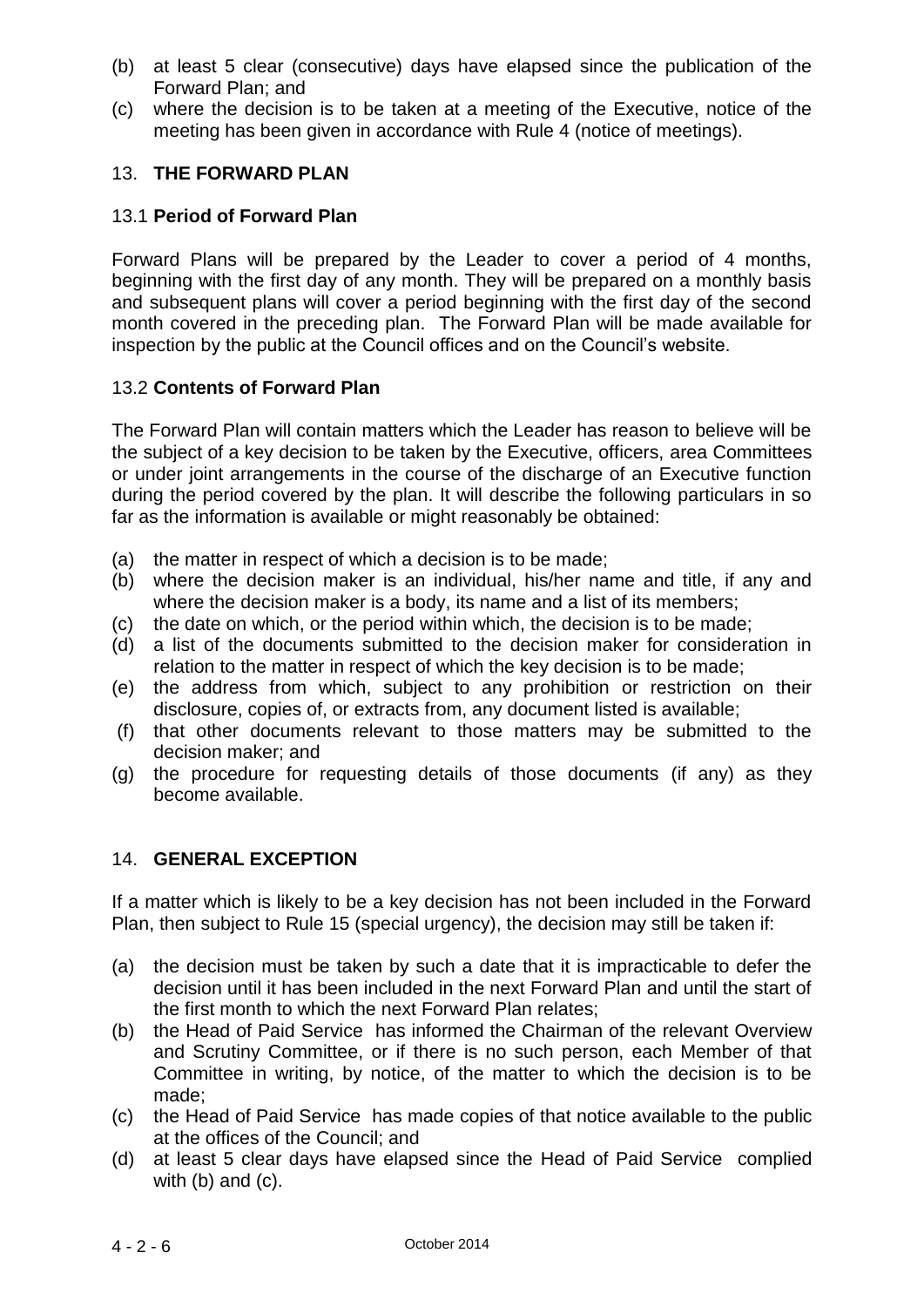(b) at least 5 clear (consecutive) days have elapsed since the publication of the Forward Plan; and
(c) where the decision is to be taken at a meeting of the Executive, notice of the meeting has been given in accordance with Rule 4 (notice of meetings).

## 13. **THE FORWARD PLAN**

### 13.1 **Period of Forward Plan**

Forward Plans will be prepared by the Leader to cover a period of 4 months, beginning with the first day of any month. They will be prepared on a monthly basis and subsequent plans will cover a period beginning with the first day of the second month covered in the preceding plan. The Forward Plan will be made available for inspection by the public at the Council offices and on the Council's website.

### 13.2 **Contents of Forward Plan**

The Forward Plan will contain matters which the Leader has reason to believe will be the subject of a key decision to be taken by the Executive, officers, area Committees or under joint arrangements in the course of the discharge of an Executive function during the period covered by the plan. It will describe the following particulars in so far as the information is available or might reasonably be obtained:

(a) the matter in respect of which a decision is to be made;
(b) where the decision maker is an individual, his/her name and title, if any and where the decision maker is a body, its name and a list of its members;
(c) the date on which, or the period within which, the decision is to be made;
(d) a list of the documents submitted to the decision maker for consideration in relation to the matter in respect of which the key decision is to be made;
(e) the address from which, subject to any prohibition or restriction on their disclosure, copies of, or extracts from, any document listed is available;
(f) that other documents relevant to those matters may be submitted to the decision maker; and
(g) the procedure for requesting details of those documents (if any) as they become available.

## 14. **GENERAL EXCEPTION**

If a matter which is likely to be a key decision has not been included in the Forward Plan, then subject to Rule 15 (special urgency), the decision may still be taken if:

(a) the decision must be taken by such a date that it is impracticable to defer the decision until it has been included in the next Forward Plan and until the start of the first month to which the next Forward Plan relates;
(b) the Head of Paid Service has informed the Chairman of the relevant Overview and Scrutiny Committee, or if there is no such person, each Member of that Committee in writing, by notice, of the matter to which the decision is to be made;
(c) the Head of Paid Service has made copies of that notice available to the public at the offices of the Council; and
(d) at least 5 clear days have elapsed since the Head of Paid Service complied with (b) and (c).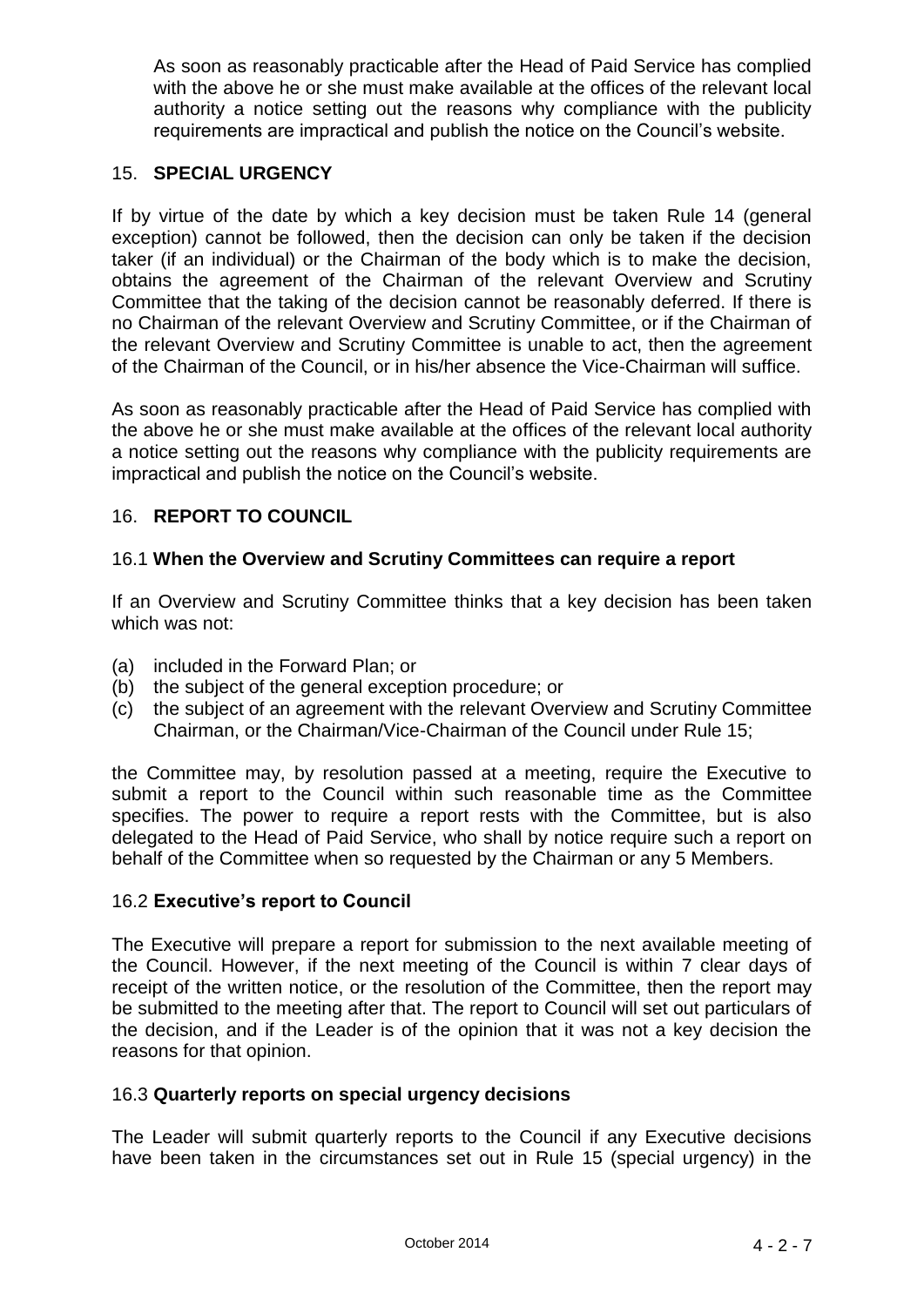As soon as reasonably practicable after the Head of Paid Service has complied with the above he or she must make available at the offices of the relevant local authority a notice setting out the reasons why compliance with the publicity requirements are impractical and publish the notice on the Council's website.

## 15. **SPECIAL URGENCY**

If by virtue of the date by which a key decision must be taken Rule 14 (general exception) cannot be followed, then the decision can only be taken if the decision taker (if an individual) or the Chairman of the body which is to make the decision, obtains the agreement of the Chairman of the relevant Overview and Scrutiny Committee that the taking of the decision cannot be reasonably deferred. If there is no Chairman of the relevant Overview and Scrutiny Committee, or if the Chairman of the relevant Overview and Scrutiny Committee is unable to act, then the agreement of the Chairman of the Council, or in his/her absence the Vice-Chairman will suffice.

As soon as reasonably practicable after the Head of Paid Service has complied with the above he or she must make available at the offices of the relevant local authority a notice setting out the reasons why compliance with the publicity requirements are impractical and publish the notice on the Council's website.

## 16. **REPORT TO COUNCIL**

### 16.1 **When the Overview and Scrutiny Committees can require a report**

If an Overview and Scrutiny Committee thinks that a key decision has been taken which was not:

(a) included in the Forward Plan; or
(b) the subject of the general exception procedure; or
(c) the subject of an agreement with the relevant Overview and Scrutiny Committee Chairman, or the Chairman/Vice-Chairman of the Council under Rule 15;

the Committee may, by resolution passed at a meeting, require the Executive to submit a report to the Council within such reasonable time as the Committee specifies. The power to require a report rests with the Committee, but is also delegated to the Head of Paid Service, who shall by notice require such a report on behalf of the Committee when so requested by the Chairman or any 5 Members.

### 16.2 **Executive's report to Council**

The Executive will prepare a report for submission to the next available meeting of the Council. However, if the next meeting of the Council is within 7 clear days of receipt of the written notice, or the resolution of the Committee, then the report may be submitted to the meeting after that. The report to Council will set out particulars of the decision, and if the Leader is of the opinion that it was not a key decision the reasons for that opinion.

### 16.3 **Quarterly reports on special urgency decisions**

The Leader will submit quarterly reports to the Council if any Executive decisions have been taken in the circumstances set out in Rule 15 (special urgency) in the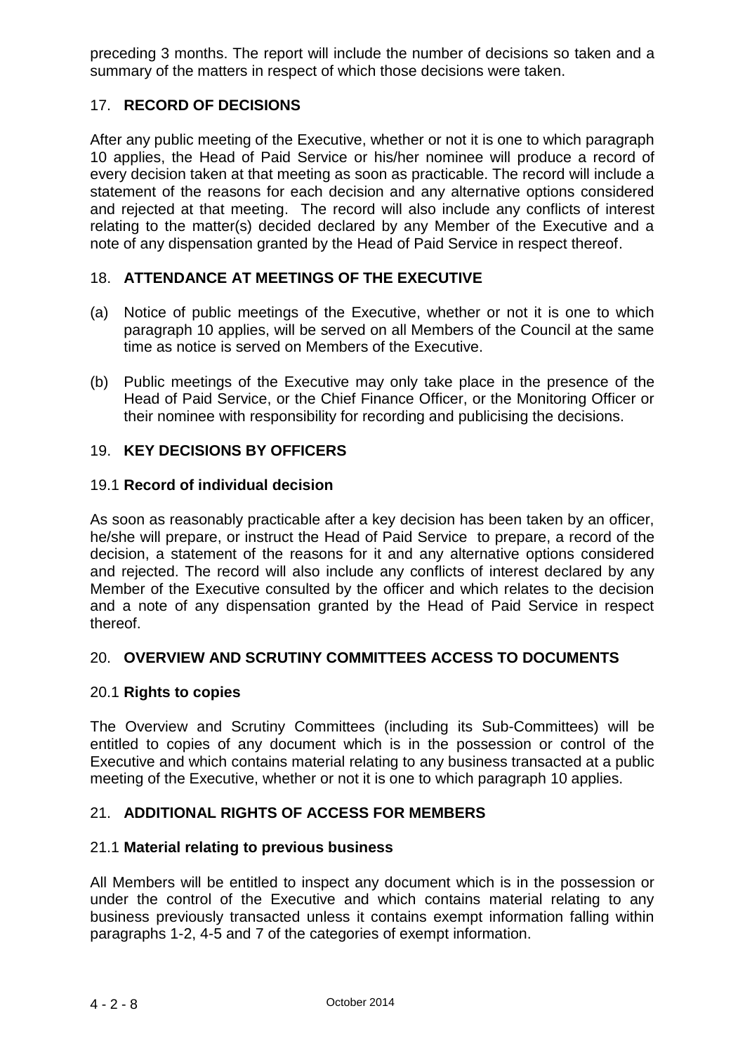preceding 3 months. The report will include the number of decisions so taken and a summary of the matters in respect of which those decisions were taken.

## 17. RECORD OF DECISIONS

After any public meeting of the Executive, whether or not it is one to which paragraph 10 applies, the Head of Paid Service or his/her nominee will produce a record of every decision taken at that meeting as soon as practicable. The record will include a statement of the reasons for each decision and any alternative options considered and rejected at that meeting. The record will also include any conflicts of interest relating to the matter(s) decided declared by any Member of the Executive and a note of any dispensation granted by the Head of Paid Service in respect thereof.

## 18. ATTENDANCE AT MEETINGS OF THE EXECUTIVE

(a) Notice of public meetings of the Executive, whether or not it is one to which paragraph 10 applies, will be served on all Members of the Council at the same time as notice is served on Members of the Executive.

(b) Public meetings of the Executive may only take place in the presence of the Head of Paid Service, or the Chief Finance Officer, or the Monitoring Officer or their nominee with responsibility for recording and publicising the decisions.

## 19. KEY DECISIONS BY OFFICERS

### 19.1 Record of individual decision

As soon as reasonably practicable after a key decision has been taken by an officer, he/she will prepare, or instruct the Head of Paid Service to prepare, a record of the decision, a statement of the reasons for it and any alternative options considered and rejected. The record will also include any conflicts of interest declared by any Member of the Executive consulted by the officer and which relates to the decision and a note of any dispensation granted by the Head of Paid Service in respect thereof.

## 20. OVERVIEW AND SCRUTINY COMMITTEES ACCESS TO DOCUMENTS

### 20.1 Rights to copies

The Overview and Scrutiny Committees (including its Sub-Committees) will be entitled to copies of any document which is in the possession or control of the Executive and which contains material relating to any business transacted at a public meeting of the Executive, whether or not it is one to which paragraph 10 applies.

## 21. ADDITIONAL RIGHTS OF ACCESS FOR MEMBERS

### 21.1 Material relating to previous business

All Members will be entitled to inspect any document which is in the possession or under the control of the Executive and which contains material relating to any business previously transacted unless it contains exempt information falling within paragraphs 1-2, 4-5 and 7 of the categories of exempt information.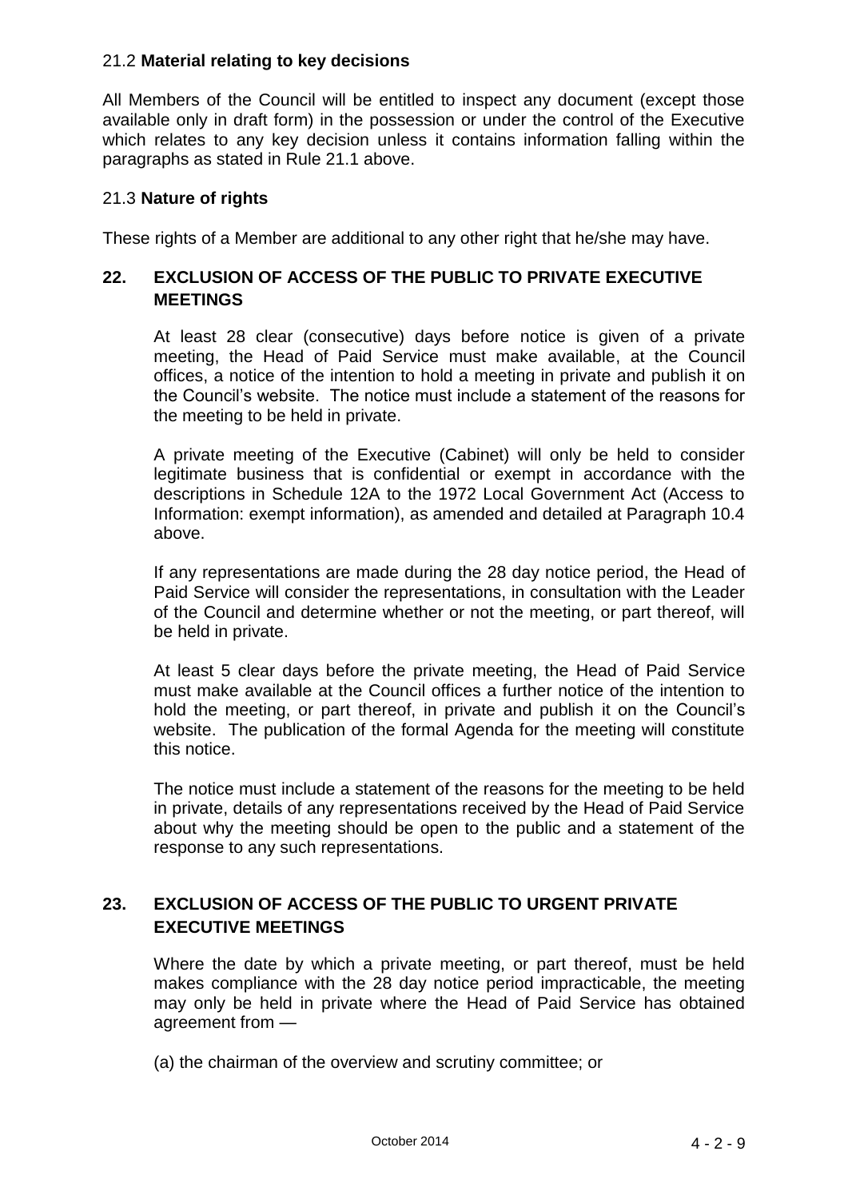21.2 **Material relating to key decisions**

All Members of the Council will be entitled to inspect any document (except those available only in draft form) in the possession or under the control of the Executive which relates to any key decision unless it contains information falling within the paragraphs as stated in Rule 21.1 above.

21.3 **Nature of rights**

These rights of a Member are additional to any other right that he/she may have.

## 22. EXCLUSION OF ACCESS OF THE PUBLIC TO PRIVATE EXECUTIVE MEETINGS

At least 28 clear (consecutive) days before notice is given of a private meeting, the Head of Paid Service must make available, at the Council offices, a notice of the intention to hold a meeting in private and publish it on the Council's website. The notice must include a statement of the reasons for the meeting to be held in private.

A private meeting of the Executive (Cabinet) will only be held to consider legitimate business that is confidential or exempt in accordance with the descriptions in Schedule 12A to the 1972 Local Government Act (Access to Information: exempt information), as amended and detailed at Paragraph 10.4 above.

If any representations are made during the 28 day notice period, the Head of Paid Service will consider the representations, in consultation with the Leader of the Council and determine whether or not the meeting, or part thereof, will be held in private.

At least 5 clear days before the private meeting, the Head of Paid Service must make available at the Council offices a further notice of the intention to hold the meeting, or part thereof, in private and publish it on the Council's website. The publication of the formal Agenda for the meeting will constitute this notice.

The notice must include a statement of the reasons for the meeting to be held in private, details of any representations received by the Head of Paid Service about why the meeting should be open to the public and a statement of the response to any such representations.

## 23. EXCLUSION OF ACCESS OF THE PUBLIC TO URGENT PRIVATE EXECUTIVE MEETINGS

Where the date by which a private meeting, or part thereof, must be held makes compliance with the 28 day notice period impracticable, the meeting may only be held in private where the Head of Paid Service has obtained agreement from —

(a) the chairman of the overview and scrutiny committee; or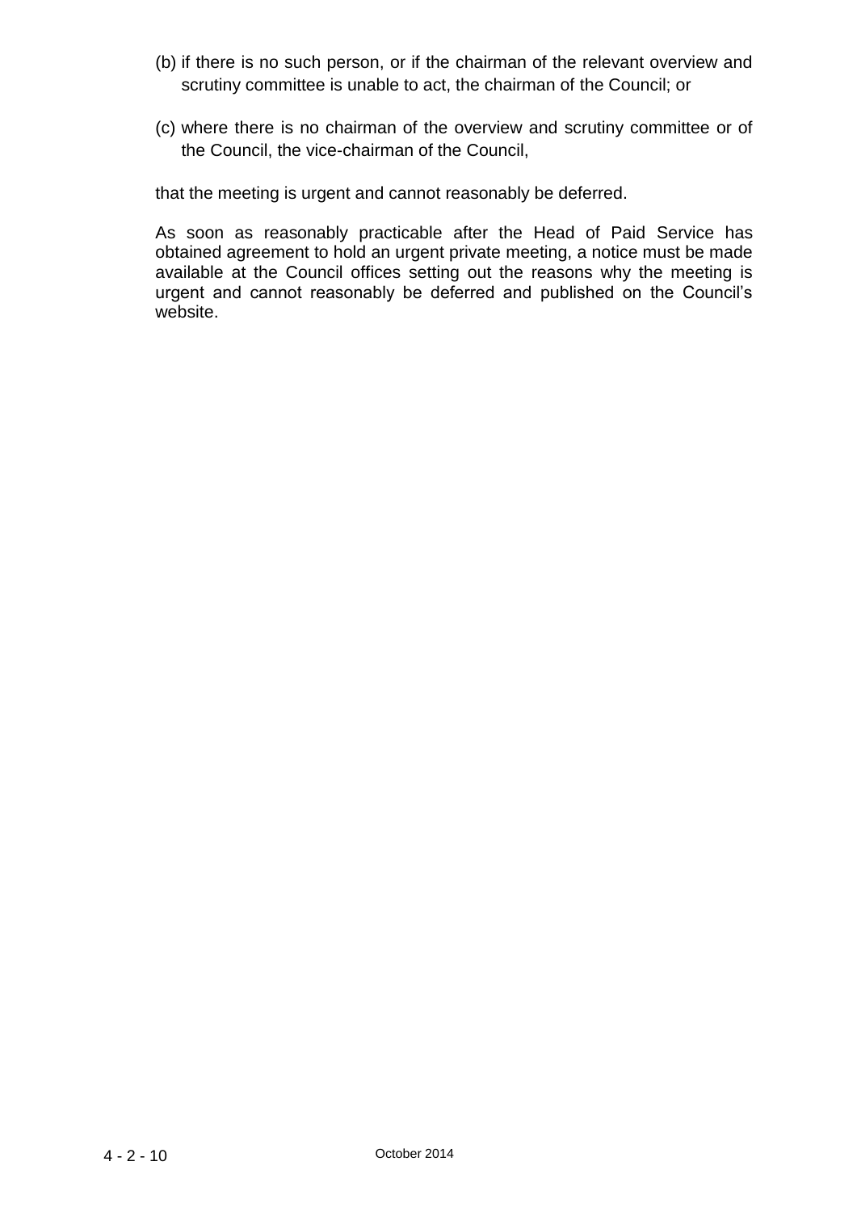(b) if there is no such person, or if the chairman of the relevant overview and scrutiny committee is unable to act, the chairman of the Council; or

(c) where there is no chairman of the overview and scrutiny committee or of the Council, the vice-chairman of the Council,

that the meeting is urgent and cannot reasonably be deferred.

As soon as reasonably practicable after the Head of Paid Service has obtained agreement to hold an urgent private meeting, a notice must be made available at the Council offices setting out the reasons why the meeting is urgent and cannot reasonably be deferred and published on the Council's website.